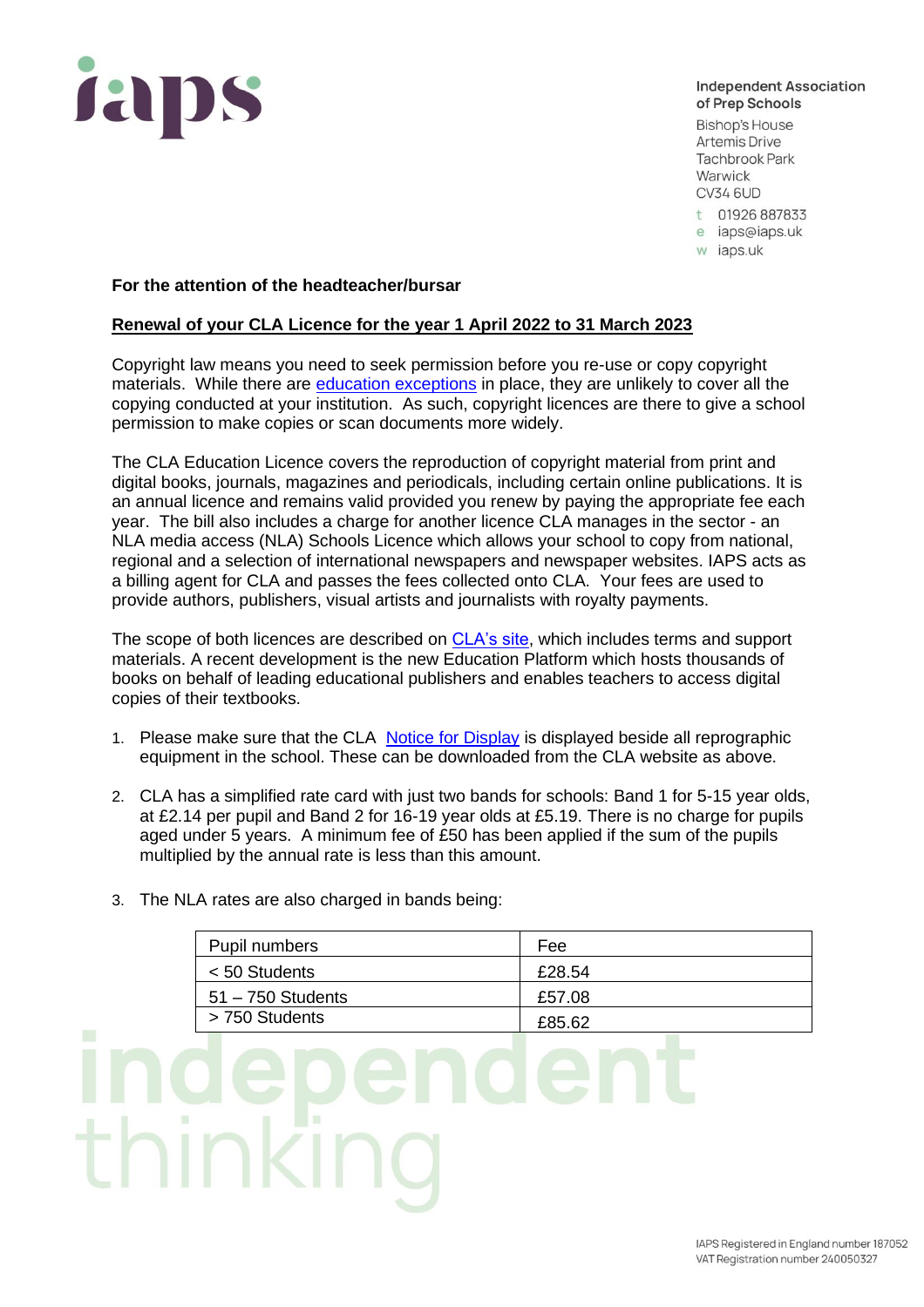iaps

Independent Association of Prep Schools
Bishop's House
Artemis Drive
Tachbrook Park
Warwick
CV34 6UD
t 01926 887833
e iaps@iaps.uk
w iaps.uk

**For the attention of the headteacher/bursar**

**Renewal of your CLA Licence for the year 1 April 2022 to 31 March 2023**

Copyright law means you need to seek permission before you re-use or copy copyright materials. While there are education exceptions in place, they are unlikely to cover all the copying conducted at your institution. As such, copyright licences are there to give a school permission to make copies or scan documents more widely.

The CLA Education Licence covers the reproduction of copyright material from print and digital books, journals, magazines and periodicals, including certain online publications. It is an annual licence and remains valid provided you renew by paying the appropriate fee each year. The bill also includes a charge for another licence CLA manages in the sector - an NLA media access (NLA) Schools Licence which allows your school to copy from national, regional and a selection of international newspapers and newspaper websites. IAPS acts as a billing agent for CLA and passes the fees collected onto CLA. Your fees are used to provide authors, publishers, visual artists and journalists with royalty payments.

The scope of both licences are described on CLA's site, which includes terms and support materials. A recent development is the new Education Platform which hosts thousands of books on behalf of leading educational publishers and enables teachers to access digital copies of their textbooks.

1. Please make sure that the CLA Notice for Display is displayed beside all reprographic equipment in the school. These can be downloaded from the CLA website as above.

2. CLA has a simplified rate card with just two bands for schools: Band 1 for 5-15 year olds, at £2.14 per pupil and Band 2 for 16-19 year olds at £5.19. There is no charge for pupils aged under 5 years. A minimum fee of £50 has been applied if the sum of the pupils multiplied by the annual rate is less than this amount.

3. The NLA rates are also charged in bands being:

| Pupil numbers | Fee |
|---|---|
| < 50 Students | £28.54 |
| 51 – 750 Students | £57.08 |
| > 750 Students | £85.62 |

independent thinking

IAPS Registered in England number 187052
VAT Registration number 240050327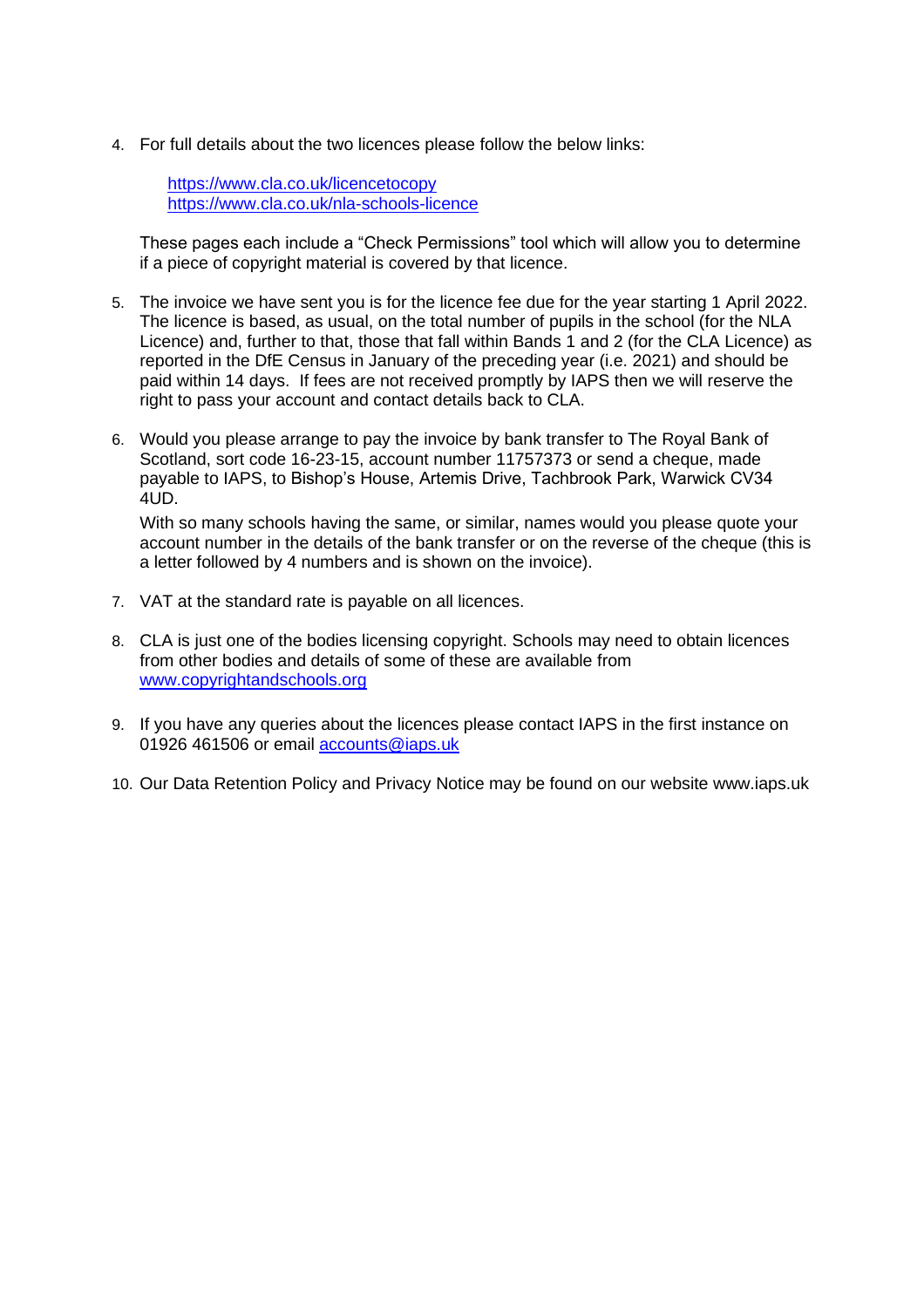4. For full details about the two licences please follow the below links:

   https://www.cla.co.uk/licencetocopy
   https://www.cla.co.uk/nla-schools-licence

   These pages each include a "Check Permissions" tool which will allow you to determine if a piece of copyright material is covered by that licence.

5. The invoice we have sent you is for the licence fee due for the year starting 1 April 2022. The licence is based, as usual, on the total number of pupils in the school (for the NLA Licence) and, further to that, those that fall within Bands 1 and 2 (for the CLA Licence) as reported in the DfE Census in January of the preceding year (i.e. 2021) and should be paid within 14 days. If fees are not received promptly by IAPS then we will reserve the right to pass your account and contact details back to CLA.

6. Would you please arrange to pay the invoice by bank transfer to The Royal Bank of Scotland, sort code 16-23-15, account number 11757373 or send a cheque, made payable to IAPS, to Bishop's House, Artemis Drive, Tachbrook Park, Warwick CV34 4UD.

   With so many schools having the same, or similar, names would you please quote your account number in the details of the bank transfer or on the reverse of the cheque (this is a letter followed by 4 numbers and is shown on the invoice).

7. VAT at the standard rate is payable on all licences.

8. CLA is just one of the bodies licensing copyright. Schools may need to obtain licences from other bodies and details of some of these are available from www.copyrightandschools.org

9. If you have any queries about the licences please contact IAPS in the first instance on 01926 461506 or email accounts@iaps.uk

10. Our Data Retention Policy and Privacy Notice may be found on our website www.iaps.uk